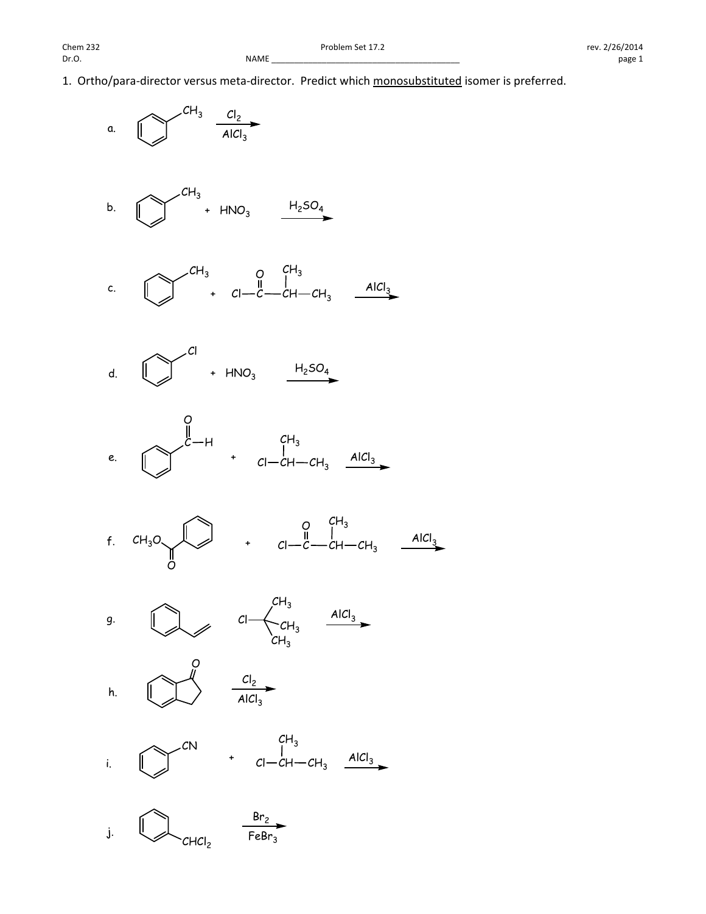1. Ortho/para-director versus meta-director. Predict which monosubstituted isomer is preferred.

a. Toluene ($C_6H_5CH_3$) $\xrightarrow{Cl_2,\ AlCl_3}$

b. Toluene ($C_6H_5CH_3$) + $HNO_3$ $\xrightarrow{H_2SO_4}$

c. Toluene ($C_6H_5CH_3$) + $Cl-C(=O)-CH(CH_3)-CH_3$ $\xrightarrow{AlCl_3}$

d. Chlorobenzene ($C_6H_5Cl$) + $HNO_3$ $\xrightarrow{H_2SO_4}$

e. Benzaldehyde ($C_6H_5-C(=O)-H$) + $Cl-CH(CH_3)-CH_3$ $\xrightarrow{AlCl_3}$

f. Methyl benzoate ($CH_3O-C(=O)-C_6H_5$) + $Cl-C(=O)-CH(CH_3)-CH_3$ $\xrightarrow{AlCl_3}$

g. Styrene ($C_6H_5-CH=CH_2$) + $Cl-C(CH_3)_3$ $\xrightarrow{AlCl_3}$

h. 1-Indanone $\xrightarrow{Cl_2,\ AlCl_3}$

i. Benzonitrile ($C_6H_5-CN$) + $Cl-CH(CH_3)-CH_3$ $\xrightarrow{AlCl_3}$

j. $C_6H_5-CHCl_2$ $\xrightarrow{Br_2,\ FeBr_3}$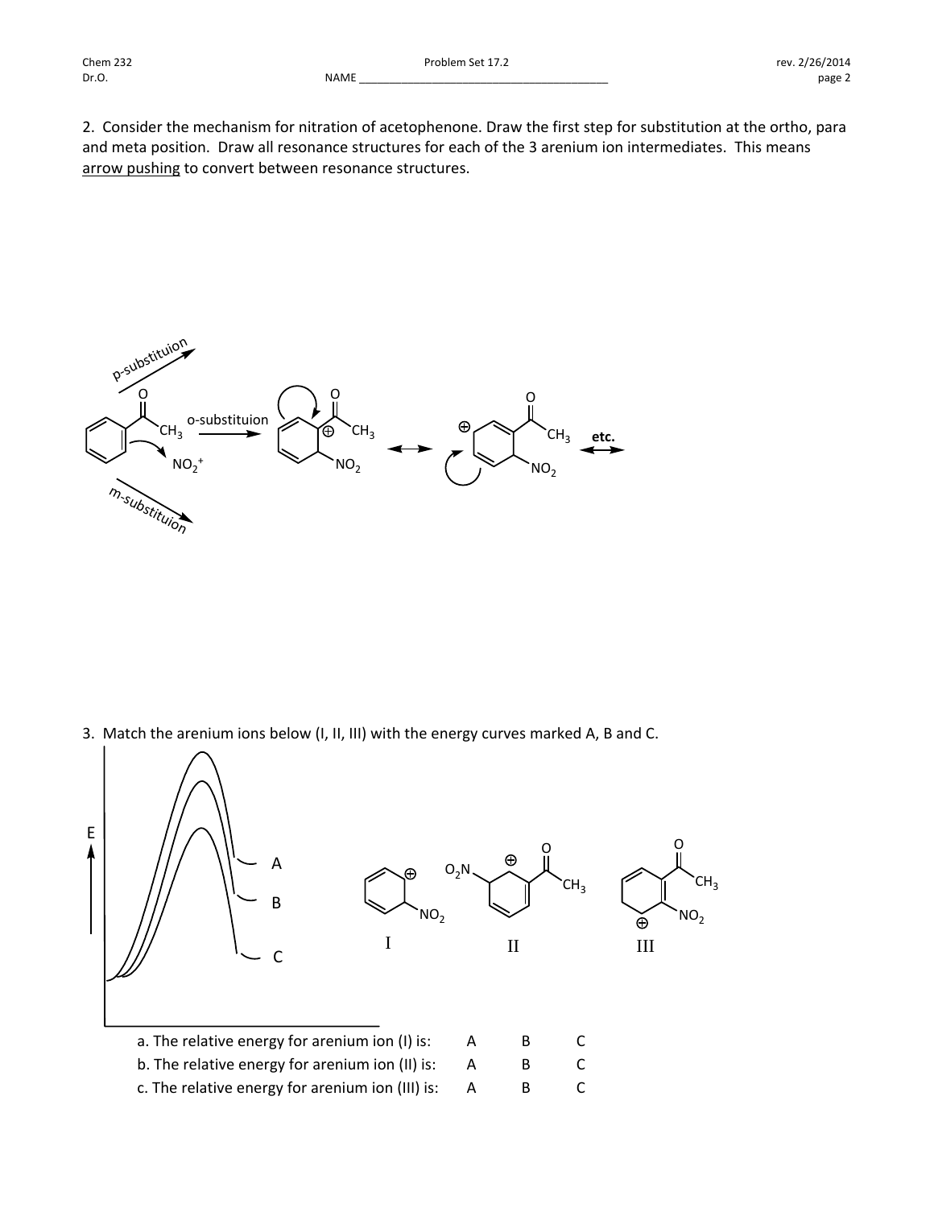2. Consider the mechanism for nitration of acetophenone. Draw the first step for substitution at the ortho, para and meta position. Draw all resonance structures for each of the 3 arenium ion intermediates. This means arrow pushing to convert between resonance structures.

p-substituion

o-substituion

m-substituion

$NO_2^+$

$CH_3$

$NO_2$

etc.

3. Match the arenium ions below (I, II, III) with the energy curves marked A, B and C.

E

A

B

C

$NO_2$

$O_2N$

$CH_3$

I

II

III

a. The relative energy for arenium ion (I) is: A B C

b. The relative energy for arenium ion (II) is: A B C

c. The relative energy for arenium ion (III) is: A B C